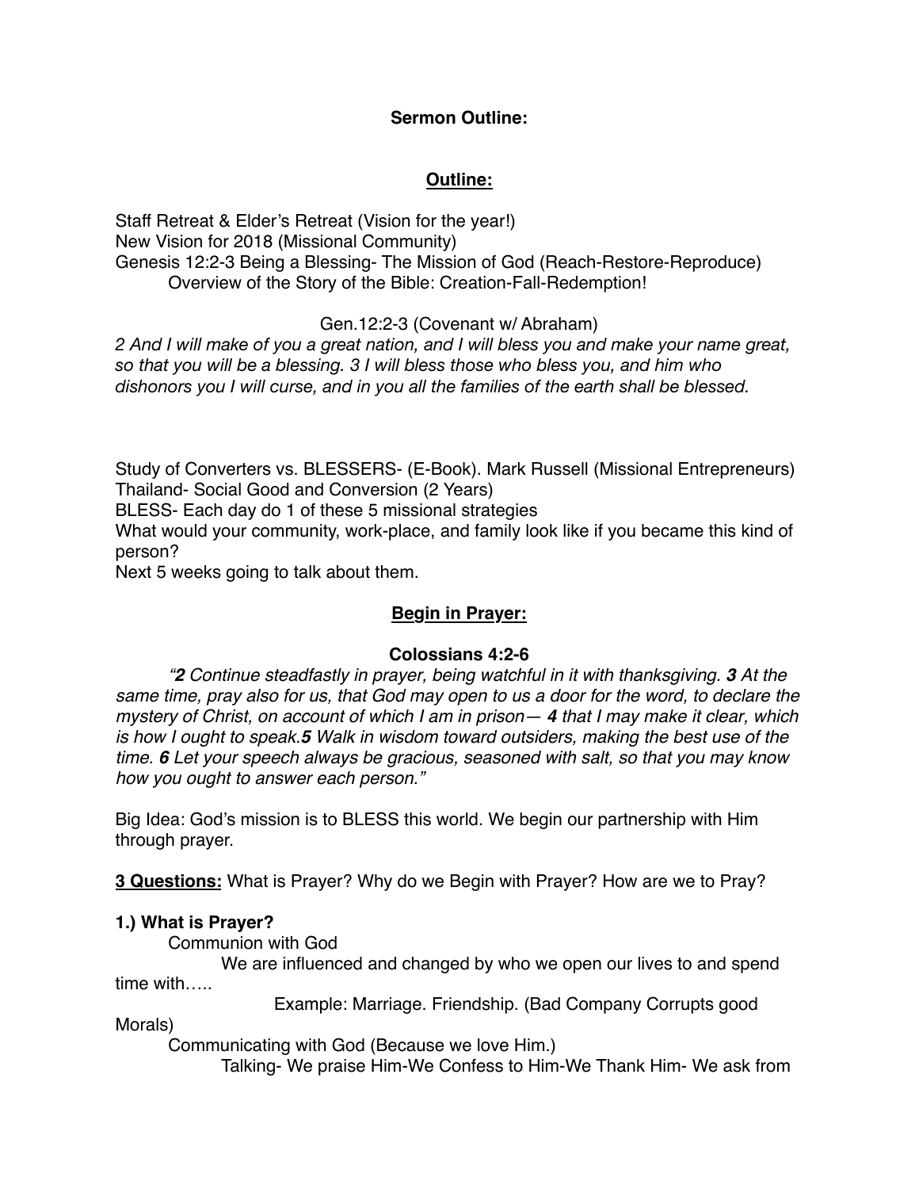**Sermon Outline:**

**<u>Outline:</u>**

Staff Retreat & Elder's Retreat (Vision for the year!)
New Vision for 2018 (Missional Community)
Genesis 12:2-3 Being a Blessing- The Mission of God (Reach-Restore-Reproduce)
  Overview of the Story of the Bible: Creation-Fall-Redemption!

Gen.12:2-3 (Covenant w/ Abraham)

*2 And I will make of you a great nation, and I will bless you and make your name great, so that you will be a blessing. 3 I will bless those who bless you, and him who dishonors you I will curse, and in you all the families of the earth shall be blessed.*

Study of Converters vs. BLESSERS- (E-Book). Mark Russell (Missional Entrepreneurs)
Thailand- Social Good and Conversion (2 Years)
BLESS- Each day do 1 of these 5 missional strategies
What would your community, work-place, and family look like if you became this kind of person?
Next 5 weeks going to talk about them.

**<u>Begin in Prayer:</u>**

**Colossians 4:2-6**

*"**2** Continue steadfastly in prayer, being watchful in it with thanksgiving. **3** At the same time, pray also for us, that God may open to us a door for the word, to declare the mystery of Christ, on account of which I am in prison— **4** that I may make it clear, which is how I ought to speak.**5** Walk in wisdom toward outsiders, making the best use of the time. **6** Let your speech always be gracious, seasoned with salt, so that you may know how you ought to answer each person."*

Big Idea: God's mission is to BLESS this world. We begin our partnership with Him through prayer.

**<u>3 Questions:</u>** What is Prayer? Why do we Begin with Prayer? How are we to Pray?

**1.) What is Prayer?**

- Communion with God
  - We are influenced and changed by who we open our lives to and spend time with…..
    - Example: Marriage. Friendship. (Bad Company Corrupts good Morals)
- Communicating with God (Because we love Him.)
  - Talking- We praise Him-We Confess to Him-We Thank Him- We ask from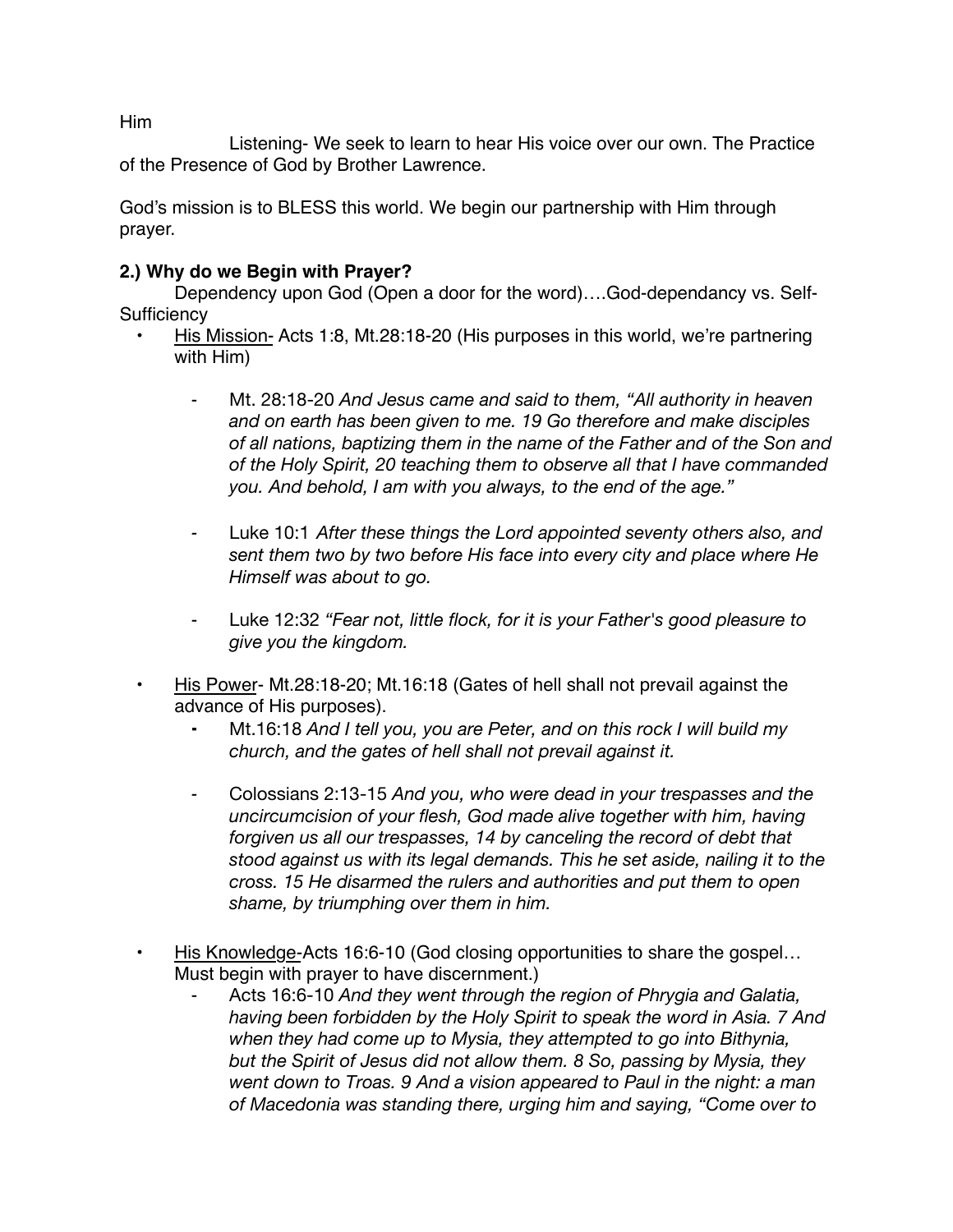Him

Listening- We seek to learn to hear His voice over our own. The Practice of the Presence of God by Brother Lawrence.

God's mission is to BLESS this world. We begin our partnership with Him through prayer.

**2.) Why do we Begin with Prayer?**

Dependency upon God (Open a door for the word)….God-dependancy vs. Self-Sufficiency

- His Mission- Acts 1:8, Mt.28:18-20 (His purposes in this world, we're partnering with Him)
    - Mt. 28:18-20 *And Jesus came and said to them, "All authority in heaven and on earth has been given to me. 19 Go therefore and make disciples of all nations, baptizing them in the name of the Father and of the Son and of the Holy Spirit, 20 teaching them to observe all that I have commanded you. And behold, I am with you always, to the end of the age."*
    - Luke 10:1 *After these things the Lord appointed seventy others also, and sent them two by two before His face into every city and place where He Himself was about to go.*
    - Luke 12:32 *"Fear not, little flock, for it is your Father's good pleasure to give you the kingdom.*
- His Power- Mt.28:18-20; Mt.16:18 (Gates of hell shall not prevail against the advance of His purposes).
    - Mt.16:18 *And I tell you, you are Peter, and on this rock I will build my church, and the gates of hell shall not prevail against it.*
    - Colossians 2:13-15 *And you, who were dead in your trespasses and the uncircumcision of your flesh, God made alive together with him, having forgiven us all our trespasses, 14 by canceling the record of debt that stood against us with its legal demands. This he set aside, nailing it to the cross. 15 He disarmed the rulers and authorities and put them to open shame, by triumphing over them in him.*
- His Knowledge-Acts 16:6-10 (God closing opportunities to share the gospel… Must begin with prayer to have discernment.)
    - Acts 16:6-10 *And they went through the region of Phrygia and Galatia, having been forbidden by the Holy Spirit to speak the word in Asia. 7 And when they had come up to Mysia, they attempted to go into Bithynia, but the Spirit of Jesus did not allow them. 8 So, passing by Mysia, they went down to Troas. 9 And a vision appeared to Paul in the night: a man of Macedonia was standing there, urging him and saying, "Come over to*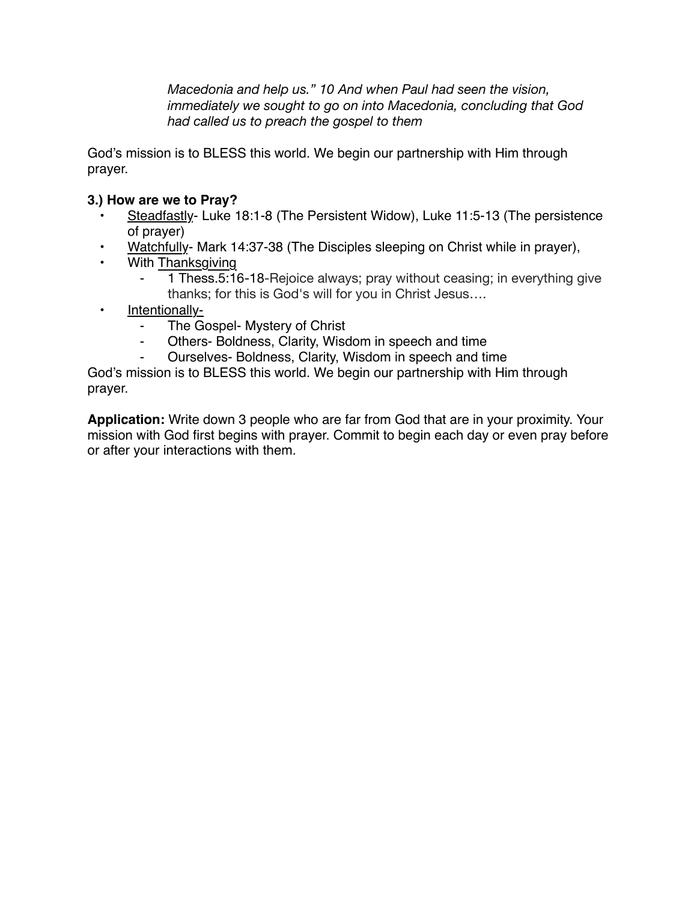> *Macedonia and help us." 10 And when Paul had seen the vision, immediately we sought to go on into Macedonia, concluding that God had called us to preach the gospel to them*

God's mission is to BLESS this world. We begin our partnership with Him through prayer.

**3.) How are we to Pray?**

- <u>Steadfastly</u>- Luke 18:1-8 (The Persistent Widow), Luke 11:5-13 (The persistence of prayer)
- <u>Watchfully</u>- Mark 14:37-38 (The Disciples sleeping on Christ while in prayer),
- With <u>Thanksgiving</u>
    - 1 Thess.5:16-18-Rejoice always; pray without ceasing; in everything give thanks; for this is God's will for you in Christ Jesus….
- <u>Intentionally-</u>
    - The Gospel- Mystery of Christ
    - Others- Boldness, Clarity, Wisdom in speech and time
    - Ourselves- Boldness, Clarity, Wisdom in speech and time

God's mission is to BLESS this world. We begin our partnership with Him through prayer.

**Application:** Write down 3 people who are far from God that are in your proximity. Your mission with God first begins with prayer. Commit to begin each day or even pray before or after your interactions with them.